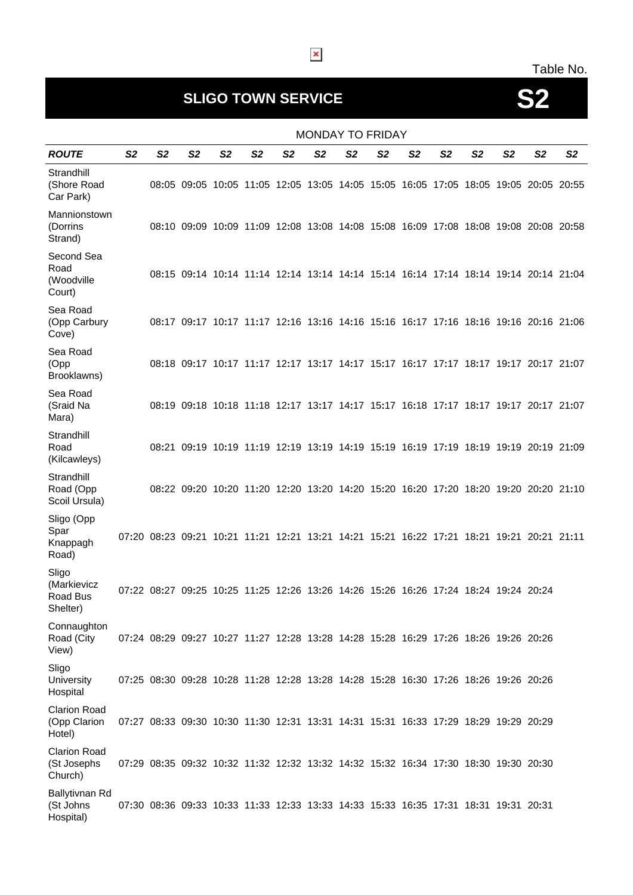Table No.

# SLIGO TOWN SERVICE S2

MONDAY TO FRIDAY

| ROUTE | S2 | S2 | S2 | S2 | S2 | S2 | S2 | S2 | S2 | S2 | S2 | S2 | S2 | S2 | S2 |
|---|---|---|---|---|---|---|---|---|---|---|---|---|---|---|---|
| Strandhill (Shore Road Car Park) | | 08:05 | 09:05 | 10:05 | 11:05 | 12:05 | 13:05 | 14:05 | 15:05 | 16:05 | 17:05 | 18:05 | 19:05 | 20:05 | 20:55 |
| Mannionstown (Dorrins Strand) | | 08:10 | 09:09 | 10:09 | 11:09 | 12:08 | 13:08 | 14:08 | 15:08 | 16:09 | 17:08 | 18:08 | 19:08 | 20:08 | 20:58 |
| Second Sea Road (Woodville Court) | | 08:15 | 09:14 | 10:14 | 11:14 | 12:14 | 13:14 | 14:14 | 15:14 | 16:14 | 17:14 | 18:14 | 19:14 | 20:14 | 21:04 |
| Sea Road (Opp Carbury Cove) | | 08:17 | 09:17 | 10:17 | 11:17 | 12:16 | 13:16 | 14:16 | 15:16 | 16:17 | 17:16 | 18:16 | 19:16 | 20:16 | 21:06 |
| Sea Road (Opp Brooklawns) | | 08:18 | 09:17 | 10:17 | 11:17 | 12:17 | 13:17 | 14:17 | 15:17 | 16:17 | 17:17 | 18:17 | 19:17 | 20:17 | 21:07 |
| Sea Road (Sraid Na Mara) | | 08:19 | 09:18 | 10:18 | 11:18 | 12:17 | 13:17 | 14:17 | 15:17 | 16:18 | 17:17 | 18:17 | 19:17 | 20:17 | 21:07 |
| Strandhill Road (Kilcawleys) | | 08:21 | 09:19 | 10:19 | 11:19 | 12:19 | 13:19 | 14:19 | 15:19 | 16:19 | 17:19 | 18:19 | 19:19 | 20:19 | 21:09 |
| Strandhill Road (Opp Scoil Ursula) | | 08:22 | 09:20 | 10:20 | 11:20 | 12:20 | 13:20 | 14:20 | 15:20 | 16:20 | 17:20 | 18:20 | 19:20 | 20:20 | 21:10 |
| Sligo (Opp Spar Knappagh Road) | 07:20 | 08:23 | 09:21 | 10:21 | 11:21 | 12:21 | 13:21 | 14:21 | 15:21 | 16:22 | 17:21 | 18:21 | 19:21 | 20:21 | 21:11 |
| Sligo (Markievicz Road Bus Shelter) | 07:22 | 08:27 | 09:25 | 10:25 | 11:25 | 12:26 | 13:26 | 14:26 | 15:26 | 16:26 | 17:24 | 18:24 | 19:24 | 20:24 | |
| Connaughton Road (City View) | 07:24 | 08:29 | 09:27 | 10:27 | 11:27 | 12:28 | 13:28 | 14:28 | 15:28 | 16:29 | 17:26 | 18:26 | 19:26 | 20:26 | |
| Sligo University Hospital | 07:25 | 08:30 | 09:28 | 10:28 | 11:28 | 12:28 | 13:28 | 14:28 | 15:28 | 16:30 | 17:26 | 18:26 | 19:26 | 20:26 | |
| Clarion Road (Opp Clarion Hotel) | 07:27 | 08:33 | 09:30 | 10:30 | 11:30 | 12:31 | 13:31 | 14:31 | 15:31 | 16:33 | 17:29 | 18:29 | 19:29 | 20:29 | |
| Clarion Road (St Josephs Church) | 07:29 | 08:35 | 09:32 | 10:32 | 11:32 | 12:32 | 13:32 | 14:32 | 15:32 | 16:34 | 17:30 | 18:30 | 19:30 | 20:30 | |
| Ballytivnan Rd (St Johns Hospital) | 07:30 | 08:36 | 09:33 | 10:33 | 11:33 | 12:33 | 13:33 | 14:33 | 15:33 | 16:35 | 17:31 | 18:31 | 19:31 | 20:31 | |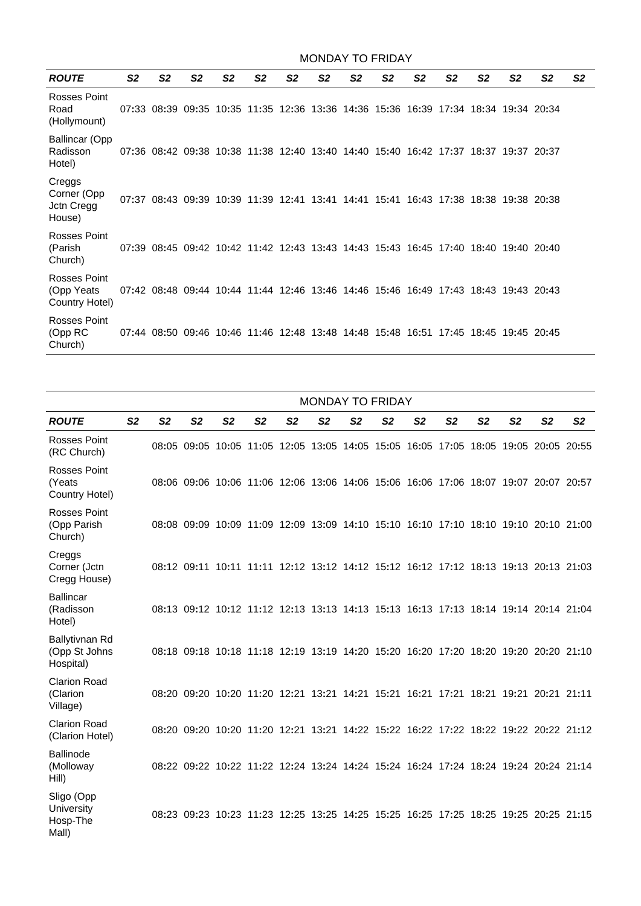| | MONDAY TO FRIDAY | | | | | | | | | | | | | | |
|---|---|---|---|---|---|---|---|---|---|---|---|---|---|---|---|
| ***ROUTE*** | ***S2*** | ***S2*** | ***S2*** | ***S2*** | ***S2*** | ***S2*** | ***S2*** | ***S2*** | ***S2*** | ***S2*** | ***S2*** | ***S2*** | ***S2*** | ***S2*** | ***S2*** |
| Rosses Point Road (Hollymount) | 07:33 | 08:39 | 09:35 | 10:35 | 11:35 | 12:36 | 13:36 | 14:36 | 15:36 | 16:39 | 17:34 | 18:34 | 19:34 | 20:34 | |
| Ballincar (Opp Radisson Hotel) | 07:36 | 08:42 | 09:38 | 10:38 | 11:38 | 12:40 | 13:40 | 14:40 | 15:40 | 16:42 | 17:37 | 18:37 | 19:37 | 20:37 | |
| Creggs Corner (Opp Jctn Cregg House) | 07:37 | 08:43 | 09:39 | 10:39 | 11:39 | 12:41 | 13:41 | 14:41 | 15:41 | 16:43 | 17:38 | 18:38 | 19:38 | 20:38 | |
| Rosses Point (Parish Church) | 07:39 | 08:45 | 09:42 | 10:42 | 11:42 | 12:43 | 13:43 | 14:43 | 15:43 | 16:45 | 17:40 | 18:40 | 19:40 | 20:40 | |
| Rosses Point (Opp Yeats Country Hotel) | 07:42 | 08:48 | 09:44 | 10:44 | 11:44 | 12:46 | 13:46 | 14:46 | 15:46 | 16:49 | 17:43 | 18:43 | 19:43 | 20:43 | |
| Rosses Point (Opp RC Church) | 07:44 | 08:50 | 09:46 | 10:46 | 11:46 | 12:48 | 13:48 | 14:48 | 15:48 | 16:51 | 17:45 | 18:45 | 19:45 | 20:45 | |

| | MONDAY TO FRIDAY | | | | | | | | | | | | | | |
|---|---|---|---|---|---|---|---|---|---|---|---|---|---|---|---|
| ***ROUTE*** | ***S2*** | ***S2*** | ***S2*** | ***S2*** | ***S2*** | ***S2*** | ***S2*** | ***S2*** | ***S2*** | ***S2*** | ***S2*** | ***S2*** | ***S2*** | ***S2*** | ***S2*** |
| Rosses Point (RC Church) | | 08:05 | 09:05 | 10:05 | 11:05 | 12:05 | 13:05 | 14:05 | 15:05 | 16:05 | 17:05 | 18:05 | 19:05 | 20:05 | 20:55 |
| Rosses Point (Yeats Country Hotel) | | 08:06 | 09:06 | 10:06 | 11:06 | 12:06 | 13:06 | 14:06 | 15:06 | 16:06 | 17:06 | 18:07 | 19:07 | 20:07 | 20:57 |
| Rosses Point (Opp Parish Church) | | 08:08 | 09:09 | 10:09 | 11:09 | 12:09 | 13:09 | 14:10 | 15:10 | 16:10 | 17:10 | 18:10 | 19:10 | 20:10 | 21:00 |
| Creggs Corner (Jctn Cregg House) | | 08:12 | 09:11 | 10:11 | 11:11 | 12:12 | 13:12 | 14:12 | 15:12 | 16:12 | 17:12 | 18:13 | 19:13 | 20:13 | 21:03 |
| Ballincar (Radisson Hotel) | | 08:13 | 09:12 | 10:12 | 11:12 | 12:13 | 13:13 | 14:13 | 15:13 | 16:13 | 17:13 | 18:14 | 19:14 | 20:14 | 21:04 |
| Ballytivnan Rd (Opp St Johns Hospital) | | 08:18 | 09:18 | 10:18 | 11:18 | 12:19 | 13:19 | 14:20 | 15:20 | 16:20 | 17:20 | 18:20 | 19:20 | 20:20 | 21:10 |
| Clarion Road (Clarion Village) | | 08:20 | 09:20 | 10:20 | 11:20 | 12:21 | 13:21 | 14:21 | 15:21 | 16:21 | 17:21 | 18:21 | 19:21 | 20:21 | 21:11 |
| Clarion Road (Clarion Hotel) | | 08:20 | 09:20 | 10:20 | 11:20 | 12:21 | 13:21 | 14:22 | 15:22 | 16:22 | 17:22 | 18:22 | 19:22 | 20:22 | 21:12 |
| Ballinode (Molloway Hill) | | 08:22 | 09:22 | 10:22 | 11:22 | 12:24 | 13:24 | 14:24 | 15:24 | 16:24 | 17:24 | 18:24 | 19:24 | 20:24 | 21:14 |
| Sligo (Opp University Hosp-The Mall) | | 08:23 | 09:23 | 10:23 | 11:23 | 12:25 | 13:25 | 14:25 | 15:25 | 16:25 | 17:25 | 18:25 | 19:25 | 20:25 | 21:15 |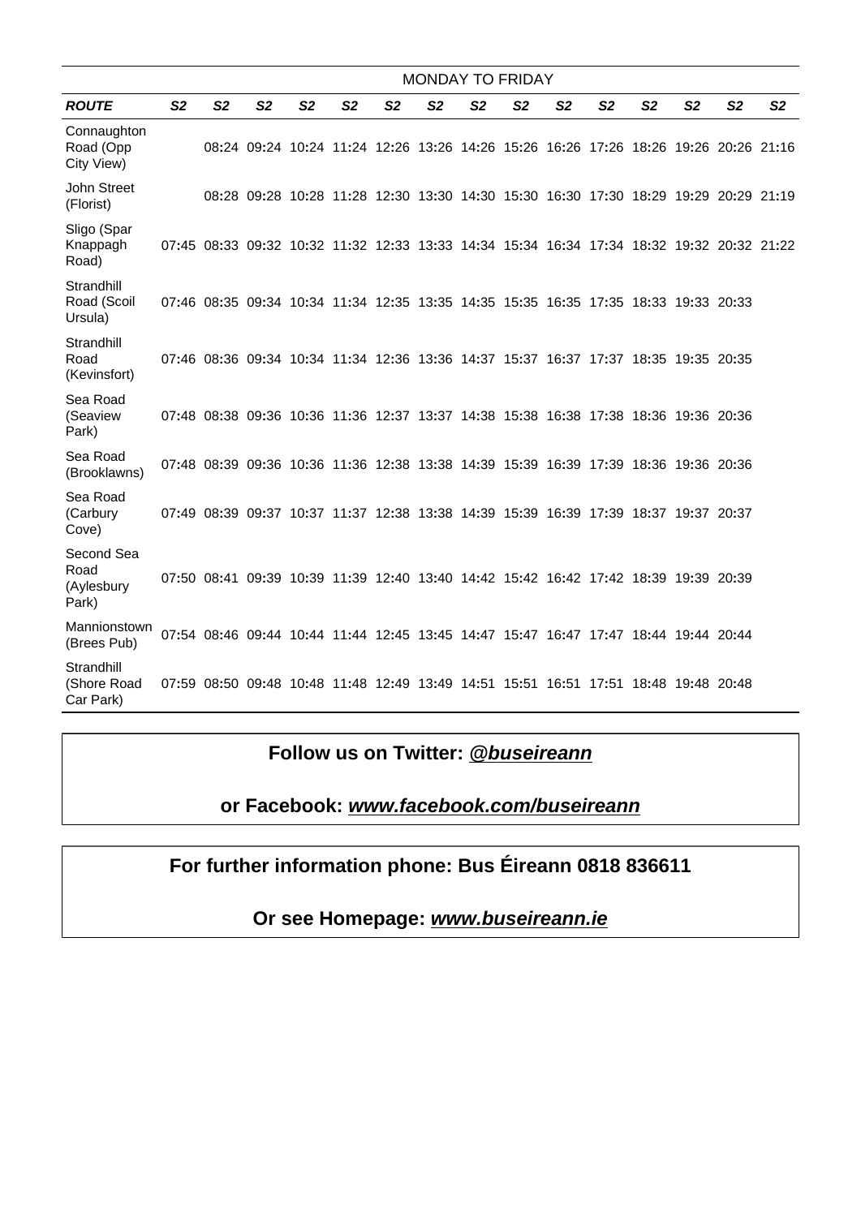| | MONDAY TO FRIDAY | | | | | | | | | | | | | | |
|---|---|---|---|---|---|---|---|---|---|---|---|---|---|---|---|
| ***ROUTE*** | ***S2*** | ***S2*** | ***S2*** | ***S2*** | ***S2*** | ***S2*** | ***S2*** | ***S2*** | ***S2*** | ***S2*** | ***S2*** | ***S2*** | ***S2*** | ***S2*** | ***S2*** |
| Connaughton Road (Opp City View) | | 08:24 | 09:24 | 10:24 | 11:24 | 12:26 | 13:26 | 14:26 | 15:26 | 16:26 | 17:26 | 18:26 | 19:26 | 20:26 | 21:16 |
| John Street (Florist) | | 08:28 | 09:28 | 10:28 | 11:28 | 12:30 | 13:30 | 14:30 | 15:30 | 16:30 | 17:30 | 18:29 | 19:29 | 20:29 | 21:19 |
| Sligo (Spar Knappagh Road) | 07:45 | 08:33 | 09:32 | 10:32 | 11:32 | 12:33 | 13:33 | 14:34 | 15:34 | 16:34 | 17:34 | 18:32 | 19:32 | 20:32 | 21:22 |
| Strandhill Road (Scoil Ursula) | 07:46 | 08:35 | 09:34 | 10:34 | 11:34 | 12:35 | 13:35 | 14:35 | 15:35 | 16:35 | 17:35 | 18:33 | 19:33 | 20:33 | |
| Strandhill Road (Kevinsfort) | 07:46 | 08:36 | 09:34 | 10:34 | 11:34 | 12:36 | 13:36 | 14:37 | 15:37 | 16:37 | 17:37 | 18:35 | 19:35 | 20:35 | |
| Sea Road (Seaview Park) | 07:48 | 08:38 | 09:36 | 10:36 | 11:36 | 12:37 | 13:37 | 14:38 | 15:38 | 16:38 | 17:38 | 18:36 | 19:36 | 20:36 | |
| Sea Road (Brooklawns) | 07:48 | 08:39 | 09:36 | 10:36 | 11:36 | 12:38 | 13:38 | 14:39 | 15:39 | 16:39 | 17:39 | 18:36 | 19:36 | 20:36 | |
| Sea Road (Carbury Cove) | 07:49 | 08:39 | 09:37 | 10:37 | 11:37 | 12:38 | 13:38 | 14:39 | 15:39 | 16:39 | 17:39 | 18:37 | 19:37 | 20:37 | |
| Second Sea Road (Aylesbury Park) | 07:50 | 08:41 | 09:39 | 10:39 | 11:39 | 12:40 | 13:40 | 14:42 | 15:42 | 16:42 | 17:42 | 18:39 | 19:39 | 20:39 | |
| Mannionstown (Brees Pub) | 07:54 | 08:46 | 09:44 | 10:44 | 11:44 | 12:45 | 13:45 | 14:47 | 15:47 | 16:47 | 17:47 | 18:44 | 19:44 | 20:44 | |
| Strandhill (Shore Road Car Park) | 07:59 | 08:50 | 09:48 | 10:48 | 11:48 | 12:49 | 13:49 | 14:51 | 15:51 | 16:51 | 17:51 | 18:48 | 19:48 | 20:48 | |

**Follow us on Twitter: *@buseireann***

**or Facebook: *www.facebook.com/buseireann***

**For further information phone: Bus Éireann 0818 836611**

**Or see Homepage: *www.buseireann.ie***